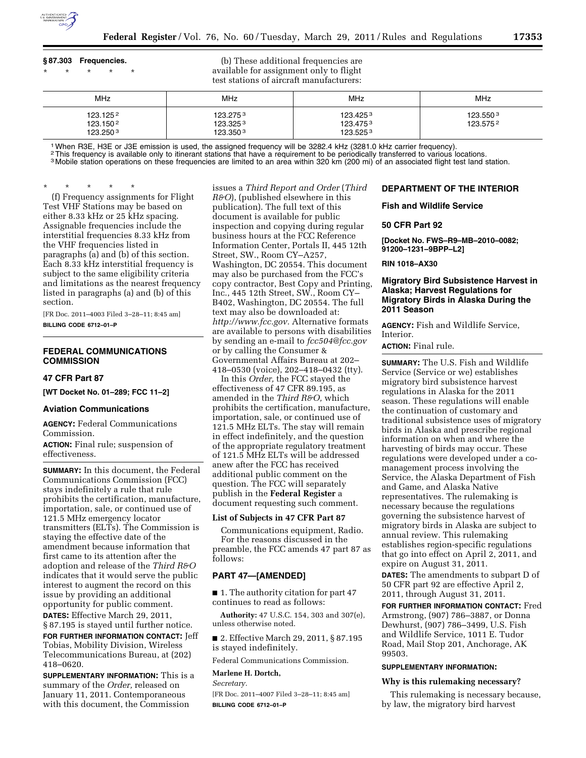**§ 87.303 Frequencies.**

\* \* \* \* \*

(b) These additional frequencies are available for assignment only to flight test stations of aircraft manufacturers:

| MHz | MHz | MHz | MHz |
|---|---|---|---|
| 123.125 [2] | 123.275 [3] | 123.425 [3] | 123.550 [3] |
| 123.150 [2] | 123.325 [3] | 123.475 [3] | 123.575 [2] |
| 123.250 [3] | 123.350 [3] | 123.525 [3] | |

[1] When R3E, H3E or J3E emission is used, the assigned frequency will be 3282.4 kHz (3281.0 kHz carrier frequency).

[2] This frequency is available only to itinerant stations that have a requirement to be periodically transferred to various locations.

[3] Mobile station operations on these frequencies are limited to an area within 320 km (200 mi) of an associated flight test land station.

\* \* \* \* \*

(f) Frequency assignments for Flight Test VHF Stations may be based on either 8.33 kHz or 25 kHz spacing. Assignable frequencies include the interstitial frequencies 8.33 kHz from the VHF frequencies listed in paragraphs (a) and (b) of this section. Each 8.33 kHz interstitial frequency is subject to the same eligibility criteria and limitations as the nearest frequency listed in paragraphs (a) and (b) of this section.

[FR Doc. 2011–4003 Filed 3–28–11; 8:45 am]

**BILLING CODE 6712–01–P**

## FEDERAL COMMUNICATIONS COMMISSION

### 47 CFR Part 87

**[WT Docket No. 01–289; FCC 11–2]**

### Aviation Communications

**AGENCY:** Federal Communications Commission.

**ACTION:** Final rule; suspension of effectiveness.

**SUMMARY:** In this document, the Federal Communications Commission (FCC) stays indefinitely a rule that rule prohibits the certification, manufacture, importation, sale, or continued use of 121.5 MHz emergency locator transmitters (ELTs). The Commission is staying the effective date of the amendment because information that first came to its attention after the adoption and release of the *Third R&O* indicates that it would serve the public interest to augment the record on this issue by providing an additional opportunity for public comment.

**DATES:** Effective March 29, 2011, § 87.195 is stayed until further notice.

**FOR FURTHER INFORMATION CONTACT:** Jeff Tobias, Mobility Division, Wireless Telecommunications Bureau, at (202) 418–0620.

**SUPPLEMENTARY INFORMATION:** This is a summary of the *Order,* released on January 11, 2011. Contemporaneous with this document, the Commission issues a *Third Report and Order* (*Third R&O*), (published elsewhere in this publication). The full text of this document is available for public inspection and copying during regular business hours at the FCC Reference Information Center, Portals II, 445 12th Street, SW., Room CY–A257, Washington, DC 20554. This document may also be purchased from the FCC's copy contractor, Best Copy and Printing, Inc., 445 12th Street, SW., Room CY–B402, Washington, DC 20554. The full text may also be downloaded at: *http://www.fcc.gov.* Alternative formats are available to persons with disabilities by sending an e-mail to *fcc504@fcc.gov* or by calling the Consumer & Governmental Affairs Bureau at 202–418–0530 (voice), 202–418–0432 (tty).

In this *Order,* the FCC stayed the effectiveness of 47 CFR 89.195, as amended in the *Third R&O,* which prohibits the certification, manufacture, importation, sale, or continued use of 121.5 MHz ELTs. The stay will remain in effect indefinitely, and the question of the appropriate regulatory treatment of 121.5 MHz ELTs will be addressed anew after the FCC has received additional public comment on the question. The FCC will separately publish in the **Federal Register** a document requesting such comment.

#### List of Subjects in 47 CFR Part 87

Communications equipment, Radio.

For the reasons discussed in the preamble, the FCC amends 47 part 87 as follows:

### PART 47—[AMENDED]

■ 1. The authority citation for part 47 continues to read as follows:

**Authority:** 47 U.S.C. 154, 303 and 307(e), unless otherwise noted.

■ 2. Effective March 29, 2011, § 87.195 is stayed indefinitely.

Federal Communications Commission.

**Marlene H. Dortch,**

*Secretary.*

[FR Doc. 2011–4007 Filed 3–28–11; 8:45 am]

**BILLING CODE 6712–01–P**

## DEPARTMENT OF THE INTERIOR

### Fish and Wildlife Service

### 50 CFR Part 92

**[Docket No. FWS–R9–MB–2010–0082; 91200–1231–9BPP–L2]**

**RIN 1018–AX30**

### Migratory Bird Subsistence Harvest in Alaska; Harvest Regulations for Migratory Birds in Alaska During the 2011 Season

**AGENCY:** Fish and Wildlife Service, Interior.

**ACTION:** Final rule.

**SUMMARY:** The U.S. Fish and Wildlife Service (Service or we) establishes migratory bird subsistence harvest regulations in Alaska for the 2011 season. These regulations will enable the continuation of customary and traditional subsistence uses of migratory birds in Alaska and prescribe regional information on when and where the harvesting of birds may occur. These regulations were developed under a co-management process involving the Service, the Alaska Department of Fish and Game, and Alaska Native representatives. The rulemaking is necessary because the regulations governing the subsistence harvest of migratory birds in Alaska are subject to annual review. This rulemaking establishes region-specific regulations that go into effect on April 2, 2011, and expire on August 31, 2011.

**DATES:** The amendments to subpart D of 50 CFR part 92 are effective April 2, 2011, through August 31, 2011.

**FOR FURTHER INFORMATION CONTACT:** Fred Armstrong, (907) 786–3887, or Donna Dewhurst, (907) 786–3499, U.S. Fish and Wildlife Service, 1011 E. Tudor Road, Mail Stop 201, Anchorage, AK 99503.

**SUPPLEMENTARY INFORMATION:**

#### Why is this rulemaking necessary?

This rulemaking is necessary because, by law, the migratory bird harvest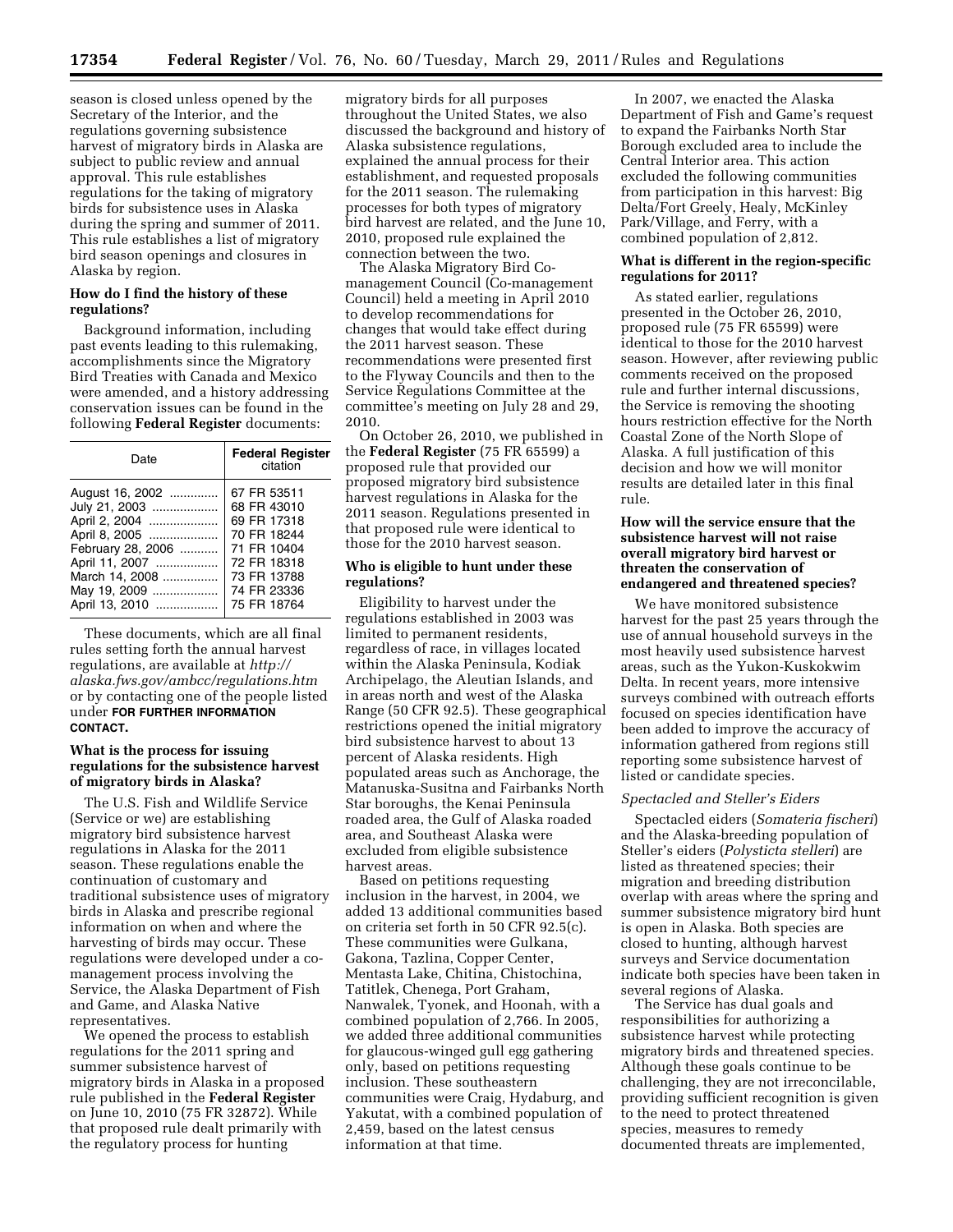season is closed unless opened by the Secretary of the Interior, and the regulations governing subsistence harvest of migratory birds in Alaska are subject to public review and annual approval. This rule establishes regulations for the taking of migratory birds for subsistence uses in Alaska during the spring and summer of 2011. This rule establishes a list of migratory bird season openings and closures in Alaska by region.

**How do I find the history of these regulations?**

Background information, including past events leading to this rulemaking, accomplishments since the Migratory Bird Treaties with Canada and Mexico were amended, and a history addressing conservation issues can be found in the following **Federal Register** documents:

| Date | Federal Register citation |
|---|---|
| August 16, 2002 | 67 FR 53511 |
| July 21, 2003 | 68 FR 43010 |
| April 2, 2004 | 69 FR 17318 |
| April 8, 2005 | 70 FR 18244 |
| February 28, 2006 | 71 FR 10404 |
| April 11, 2007 | 72 FR 18318 |
| March 14, 2008 | 73 FR 13788 |
| May 19, 2009 | 74 FR 23336 |
| April 13, 2010 | 75 FR 18764 |

These documents, which are all final rules setting forth the annual harvest regulations, are available at *http://alaska.fws.gov/ambcc/regulations.htm* or by contacting one of the people listed under **FOR FURTHER INFORMATION CONTACT.**

**What is the process for issuing regulations for the subsistence harvest of migratory birds in Alaska?**

The U.S. Fish and Wildlife Service (Service or we) are establishing migratory bird subsistence harvest regulations in Alaska for the 2011 season. These regulations enable the continuation of customary and traditional subsistence uses of migratory birds in Alaska and prescribe regional information on when and where the harvesting of birds may occur. These regulations were developed under a co-management process involving the Service, the Alaska Department of Fish and Game, and Alaska Native representatives.

We opened the process to establish regulations for the 2011 spring and summer subsistence harvest of migratory birds in Alaska in a proposed rule published in the **Federal Register** on June 10, 2010 (75 FR 32872). While that proposed rule dealt primarily with the regulatory process for hunting migratory birds for all purposes throughout the United States, we also discussed the background and history of Alaska subsistence regulations, explained the annual process for their establishment, and requested proposals for the 2011 season. The rulemaking processes for both types of migratory bird harvest are related, and the June 10, 2010, proposed rule explained the connection between the two.

The Alaska Migratory Bird Co-management Council (Co-management Council) held a meeting in April 2010 to develop recommendations for changes that would take effect during the 2011 harvest season. These recommendations were presented first to the Flyway Councils and then to the Service Regulations Committee at the committee's meeting on July 28 and 29, 2010.

On October 26, 2010, we published in the **Federal Register** (75 FR 65599) a proposed rule that provided our proposed migratory bird subsistence harvest regulations in Alaska for the 2011 season. Regulations presented in that proposed rule were identical to those for the 2010 harvest season.

**Who is eligible to hunt under these regulations?**

Eligibility to harvest under the regulations established in 2003 was limited to permanent residents, regardless of race, in villages located within the Alaska Peninsula, Kodiak Archipelago, the Aleutian Islands, and in areas north and west of the Alaska Range (50 CFR 92.5). These geographical restrictions opened the initial migratory bird subsistence harvest to about 13 percent of Alaska residents. High populated areas such as Anchorage, the Matanuska-Susitna and Fairbanks North Star boroughs, the Kenai Peninsula roaded area, the Gulf of Alaska roaded area, and Southeast Alaska were excluded from eligible subsistence harvest areas.

Based on petitions requesting inclusion in the harvest, in 2004, we added 13 additional communities based on criteria set forth in 50 CFR 92.5(c). These communities were Gulkana, Gakona, Tazlina, Copper Center, Mentasta Lake, Chitina, Chistochina, Tatitlek, Chenega, Port Graham, Nanwalek, Tyonek, and Hoonah, with a combined population of 2,766. In 2005, we added three additional communities for glaucous-winged gull egg gathering only, based on petitions requesting inclusion. These southeastern communities were Craig, Hydaburg, and Yakutat, with a combined population of 2,459, based on the latest census information at that time.

In 2007, we enacted the Alaska Department of Fish and Game's request to expand the Fairbanks North Star Borough excluded area to include the Central Interior area. This action excluded the following communities from participation in this harvest: Big Delta/Fort Greely, Healy, McKinley Park/Village, and Ferry, with a combined population of 2,812.

**What is different in the region-specific regulations for 2011?**

As stated earlier, regulations presented in the October 26, 2010, proposed rule (75 FR 65599) were identical to those for the 2010 harvest season. However, after reviewing public comments received on the proposed rule and further internal discussions, the Service is removing the shooting hours restriction effective for the North Coastal Zone of the North Slope of Alaska. A full justification of this decision and how we will monitor results are detailed later in this final rule.

**How will the service ensure that the subsistence harvest will not raise overall migratory bird harvest or threaten the conservation of endangered and threatened species?**

We have monitored subsistence harvest for the past 25 years through the use of annual household surveys in the most heavily used subsistence harvest areas, such as the Yukon-Kuskokwim Delta. In recent years, more intensive surveys combined with outreach efforts focused on species identification have been added to improve the accuracy of information gathered from regions still reporting some subsistence harvest of listed or candidate species.

*Spectacled and Steller's Eiders*

Spectacled eiders (*Somateria fischeri*) and the Alaska-breeding population of Steller's eiders (*Polysticta stelleri*) are listed as threatened species; their migration and breeding distribution overlap with areas where the spring and summer subsistence migratory bird hunt is open in Alaska. Both species are closed to hunting, although harvest surveys and Service documentation indicate both species have been taken in several regions of Alaska.

The Service has dual goals and responsibilities for authorizing a subsistence harvest while protecting migratory birds and threatened species. Although these goals continue to be challenging, they are not irreconcilable, providing sufficient recognition is given to the need to protect threatened species, measures to remedy documented threats are implemented,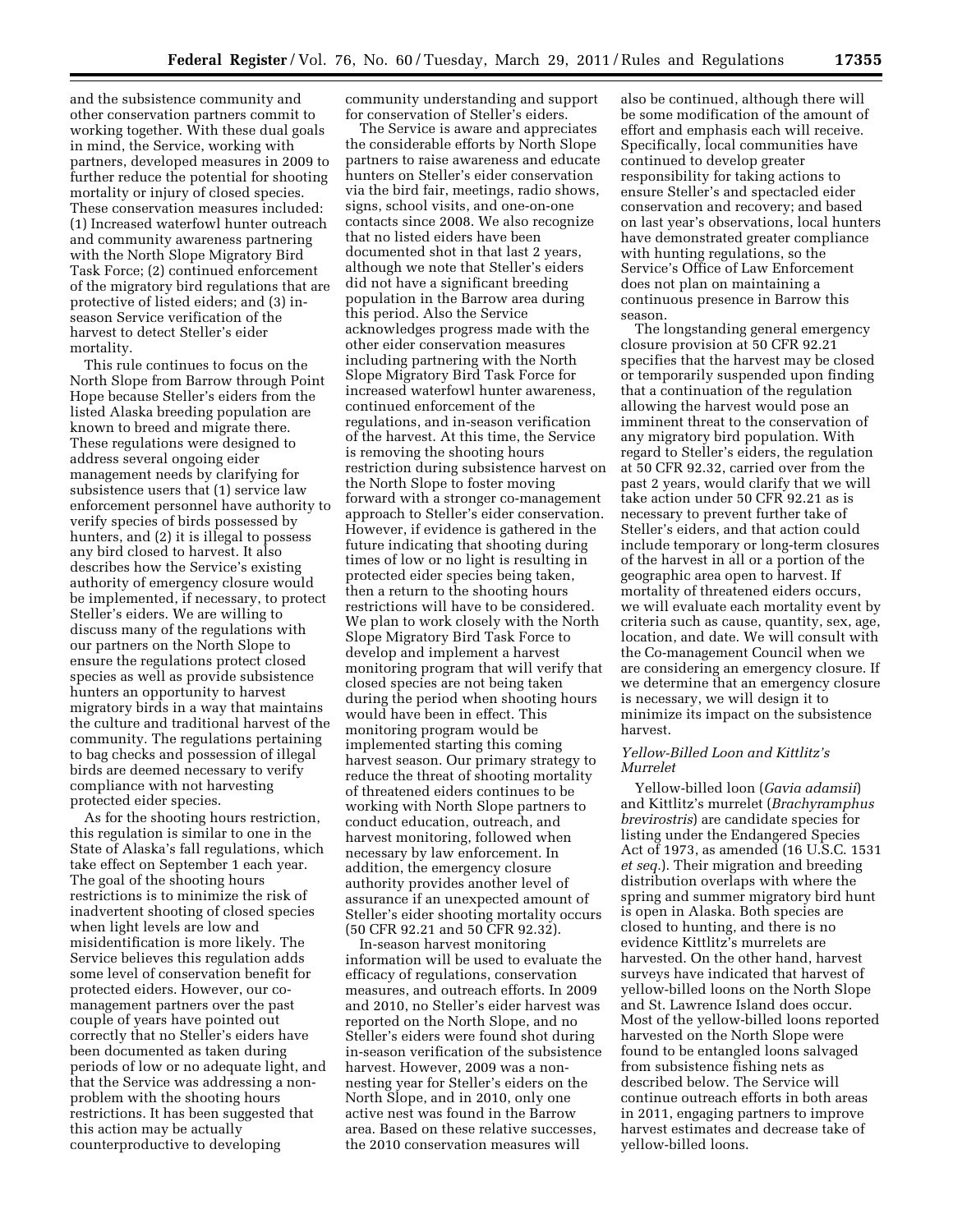and the subsistence community and other conservation partners commit to working together. With these dual goals in mind, the Service, working with partners, developed measures in 2009 to further reduce the potential for shooting mortality or injury of closed species. These conservation measures included: (1) Increased waterfowl hunter outreach and community awareness partnering with the North Slope Migratory Bird Task Force; (2) continued enforcement of the migratory bird regulations that are protective of listed eiders; and (3) in-season Service verification of the harvest to detect Steller's eider mortality.

This rule continues to focus on the North Slope from Barrow through Point Hope because Steller's eiders from the listed Alaska breeding population are known to breed and migrate there. These regulations were designed to address several ongoing eider management needs by clarifying for subsistence users that (1) service law enforcement personnel have authority to verify species of birds possessed by hunters, and (2) it is illegal to possess any bird closed to harvest. It also describes how the Service's existing authority of emergency closure would be implemented, if necessary, to protect Steller's eiders. We are willing to discuss many of the regulations with our partners on the North Slope to ensure the regulations protect closed species as well as provide subsistence hunters an opportunity to harvest migratory birds in a way that maintains the culture and traditional harvest of the community. The regulations pertaining to bag checks and possession of illegal birds are deemed necessary to verify compliance with not harvesting protected eider species.

As for the shooting hours restriction, this regulation is similar to one in the State of Alaska's fall regulations, which take effect on September 1 each year. The goal of the shooting hours restrictions is to minimize the risk of inadvertent shooting of closed species when light levels are low and misidentification is more likely. The Service believes this regulation adds some level of conservation benefit for protected eiders. However, our co-management partners over the past couple of years have pointed out correctly that no Steller's eiders have been documented as taken during periods of low or no adequate light, and that the Service was addressing a non-problem with the shooting hours restrictions. It has been suggested that this action may be actually counterproductive to developing community understanding and support for conservation of Steller's eiders.

The Service is aware and appreciates the considerable efforts by North Slope partners to raise awareness and educate hunters on Steller's eider conservation via the bird fair, meetings, radio shows, signs, school visits, and one-on-one contacts since 2008. We also recognize that no listed eiders have been documented shot in that last 2 years, although we note that Steller's eiders did not have a significant breeding population in the Barrow area during this period. Also the Service acknowledges progress made with the other eider conservation measures including partnering with the North Slope Migratory Bird Task Force for increased waterfowl hunter awareness, continued enforcement of the regulations, and in-season verification of the harvest. At this time, the Service is removing the shooting hours restriction during subsistence harvest on the North Slope to foster moving forward with a stronger co-management approach to Steller's eider conservation. However, if evidence is gathered in the future indicating that shooting during times of low or no light is resulting in protected eider species being taken, then a return to the shooting hours restrictions will have to be considered. We plan to work closely with the North Slope Migratory Bird Task Force to develop and implement a harvest monitoring program that will verify that closed species are not being taken during the period when shooting hours would have been in effect. This monitoring program would be implemented starting this coming harvest season. Our primary strategy to reduce the threat of shooting mortality of threatened eiders continues to be working with North Slope partners to conduct education, outreach, and harvest monitoring, followed when necessary by law enforcement. In addition, the emergency closure authority provides another level of assurance if an unexpected amount of Steller's eider shooting mortality occurs (50 CFR 92.21 and 50 CFR 92.32).

In-season harvest monitoring information will be used to evaluate the efficacy of regulations, conservation measures, and outreach efforts. In 2009 and 2010, no Steller's eider harvest was reported on the North Slope, and no Steller's eiders were found shot during in-season verification of the subsistence harvest. However, 2009 was a non-nesting year for Steller's eiders on the North Slope, and in 2010, only one active nest was found in the Barrow area. Based on these relative successes, the 2010 conservation measures will also be continued, although there will be some modification of the amount of effort and emphasis each will receive. Specifically, local communities have continued to develop greater responsibility for taking actions to ensure Steller's and spectacled eider conservation and recovery; and based on last year's observations, local hunters have demonstrated greater compliance with hunting regulations, so the Service's Office of Law Enforcement does not plan on maintaining a continuous presence in Barrow this season.

The longstanding general emergency closure provision at 50 CFR 92.21 specifies that the harvest may be closed or temporarily suspended upon finding that a continuation of the regulation allowing the harvest would pose an imminent threat to the conservation of any migratory bird population. With regard to Steller's eiders, the regulation at 50 CFR 92.32, carried over from the past 2 years, would clarify that we will take action under 50 CFR 92.21 as is necessary to prevent further take of Steller's eiders, and that action could include temporary or long-term closures of the harvest in all or a portion of the geographic area open to harvest. If mortality of threatened eiders occurs, we will evaluate each mortality event by criteria such as cause, quantity, sex, age, location, and date. We will consult with the Co-management Council when we are considering an emergency closure. If we determine that an emergency closure is necessary, we will design it to minimize its impact on the subsistence harvest.

*Yellow-Billed Loon and Kittlitz's Murrelet*

Yellow-billed loon (*Gavia adamsii*) and Kittlitz's murrelet (*Brachyramphus brevirostris*) are candidate species for listing under the Endangered Species Act of 1973, as amended (16 U.S.C. 1531 *et seq.*). Their migration and breeding distribution overlaps with where the spring and summer migratory bird hunt is open in Alaska. Both species are closed to hunting, and there is no evidence Kittlitz's murrelets are harvested. On the other hand, harvest surveys have indicated that harvest of yellow-billed loons on the North Slope and St. Lawrence Island does occur. Most of the yellow-billed loons reported harvested on the North Slope were found to be entangled loons salvaged from subsistence fishing nets as described below. The Service will continue outreach efforts in both areas in 2011, engaging partners to improve harvest estimates and decrease take of yellow-billed loons.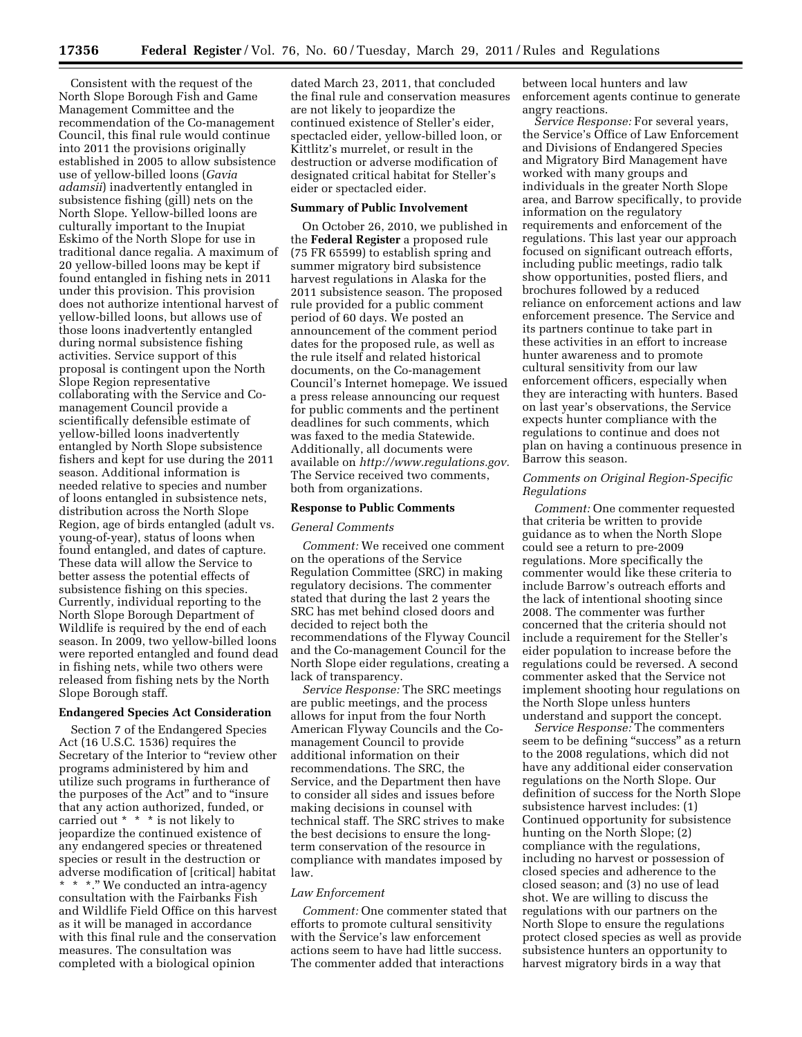Consistent with the request of the North Slope Borough Fish and Game Management Committee and the recommendation of the Co-management Council, this final rule would continue into 2011 the provisions originally established in 2005 to allow subsistence use of yellow-billed loons (*Gavia adamsii*) inadvertently entangled in subsistence fishing (gill) nets on the North Slope. Yellow-billed loons are culturally important to the Inupiat Eskimo of the North Slope for use in traditional dance regalia. A maximum of 20 yellow-billed loons may be kept if found entangled in fishing nets in 2011 under this provision. This provision does not authorize intentional harvest of yellow-billed loons, but allows use of those loons inadvertently entangled during normal subsistence fishing activities. Service support of this proposal is contingent upon the North Slope Region representative collaborating with the Service and Co-management Council provide a scientifically defensible estimate of yellow-billed loons inadvertently entangled by North Slope subsistence fishers and kept for use during the 2011 season. Additional information is needed relative to species and number of loons entangled in subsistence nets, distribution across the North Slope Region, age of birds entangled (adult vs. young-of-year), status of loons when found entangled, and dates of capture. These data will allow the Service to better assess the potential effects of subsistence fishing on this species. Currently, individual reporting to the North Slope Borough Department of Wildlife is required by the end of each season. In 2009, two yellow-billed loons were reported entangled and found dead in fishing nets, while two others were released from fishing nets by the North Slope Borough staff.

## Endangered Species Act Consideration

Section 7 of the Endangered Species Act (16 U.S.C. 1536) requires the Secretary of the Interior to "review other programs administered by him and utilize such programs in furtherance of the purposes of the Act" and to "insure that any action authorized, funded, or carried out * * * is not likely to jeopardize the continued existence of any endangered species or threatened species or result in the destruction or adverse modification of [critical] habitat * * *." We conducted an intra-agency consultation with the Fairbanks Fish and Wildlife Field Office on this harvest as it will be managed in accordance with this final rule and the conservation measures. The consultation was completed with a biological opinion dated March 23, 2011, that concluded the final rule and conservation measures are not likely to jeopardize the continued existence of Steller's eider, spectacled eider, yellow-billed loon, or Kittlitz's murrelet, or result in the destruction or adverse modification of designated critical habitat for Steller's eider or spectacled eider.

## Summary of Public Involvement

On October 26, 2010, we published in the **Federal Register** a proposed rule (75 FR 65599) to establish spring and summer migratory bird subsistence harvest regulations in Alaska for the 2011 subsistence season. The proposed rule provided for a public comment period of 60 days. We posted an announcement of the comment period dates for the proposed rule, as well as the rule itself and related historical documents, on the Co-management Council's Internet homepage. We issued a press release announcing our request for public comments and the pertinent deadlines for such comments, which was faxed to the media Statewide. Additionally, all documents were available on *http://www.regulations.gov*. The Service received two comments, both from organizations.

## Response to Public Comments

### *General Comments*

*Comment:* We received one comment on the operations of the Service Regulation Committee (SRC) in making regulatory decisions. The commenter stated that during the last 2 years the SRC has met behind closed doors and decided to reject both the recommendations of the Flyway Council and the Co-management Council for the North Slope eider regulations, creating a lack of transparency.

*Service Response:* The SRC meetings are public meetings, and the process allows for input from the four North American Flyway Councils and the Co-management Council to provide additional information on their recommendations. The SRC, the Service, and the Department then have to consider all sides and issues before making decisions in counsel with technical staff. The SRC strives to make the best decisions to ensure the long-term conservation of the resource in compliance with mandates imposed by law.

### *Law Enforcement*

*Comment:* One commenter stated that efforts to promote cultural sensitivity with the Service's law enforcement actions seem to have had little success. The commenter added that interactions between local hunters and law enforcement agents continue to generate angry reactions.

*Service Response:* For several years, the Service's Office of Law Enforcement and Divisions of Endangered Species and Migratory Bird Management have worked with many groups and individuals in the greater North Slope area, and Barrow specifically, to provide information on the regulatory requirements and enforcement of the regulations. This last year our approach focused on significant outreach efforts, including public meetings, radio talk show opportunities, posted fliers, and brochures followed by a reduced reliance on enforcement actions and law enforcement presence. The Service and its partners continue to take part in these activities in an effort to increase hunter awareness and to promote cultural sensitivity from our law enforcement officers, especially when they are interacting with hunters. Based on last year's observations, the Service expects hunter compliance with the regulations to continue and does not plan on having a continuous presence in Barrow this season.

### *Comments on Original Region-Specific Regulations*

*Comment:* One commenter requested that criteria be written to provide guidance as to when the North Slope could see a return to pre-2009 regulations. More specifically the commenter would like these criteria to include Barrow's outreach efforts and the lack of intentional shooting since 2008. The commenter was further concerned that the criteria should not include a requirement for the Steller's eider population to increase before the regulations could be reversed. A second commenter asked that the Service not implement shooting hour regulations on the North Slope unless hunters understand and support the concept.

*Service Response:* The commenters seem to be defining "success" as a return to the 2008 regulations, which did not have any additional eider conservation regulations on the North Slope. Our definition of success for the North Slope subsistence harvest includes: (1) Continued opportunity for subsistence hunting on the North Slope; (2) compliance with the regulations, including no harvest or possession of closed species and adherence to the closed season; and (3) no use of lead shot. We are willing to discuss the regulations with our partners on the North Slope to ensure the regulations protect closed species as well as provide subsistence hunters an opportunity to harvest migratory birds in a way that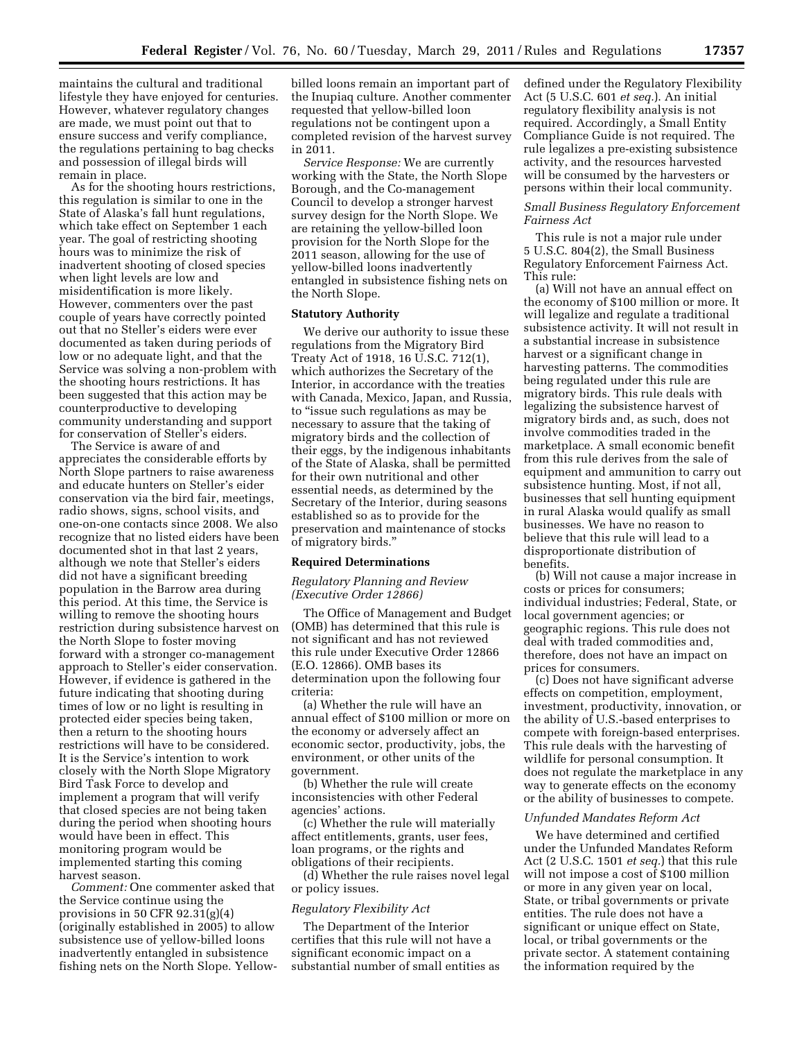maintains the cultural and traditional lifestyle they have enjoyed for centuries. However, whatever regulatory changes are made, we must point out that to ensure success and verify compliance, the regulations pertaining to bag checks and possession of illegal birds will remain in place.

As for the shooting hours restrictions, this regulation is similar to one in the State of Alaska's fall hunt regulations, which take effect on September 1 each year. The goal of restricting shooting hours was to minimize the risk of inadvertent shooting of closed species when light levels are low and misidentification is more likely. However, commenters over the past couple of years have correctly pointed out that no Steller's eiders were ever documented as taken during periods of low or no adequate light, and that the Service was solving a non-problem with the shooting hours restrictions. It has been suggested that this action may be counterproductive to developing community understanding and support for conservation of Steller's eiders.

The Service is aware of and appreciates the considerable efforts by North Slope partners to raise awareness and educate hunters on Steller's eider conservation via the bird fair, meetings, radio shows, signs, school visits, and one-on-one contacts since 2008. We also recognize that no listed eiders have been documented shot in that last 2 years, although we note that Steller's eiders did not have a significant breeding population in the Barrow area during this period. At this time, the Service is willing to remove the shooting hours restriction during subsistence harvest on the North Slope to foster moving forward with a stronger co-management approach to Steller's eider conservation. However, if evidence is gathered in the future indicating that shooting during times of low or no light is resulting in protected eider species being taken, then a return to the shooting hours restrictions will have to be considered. It is the Service's intention to work closely with the North Slope Migratory Bird Task Force to develop and implement a program that will verify that closed species are not being taken during the period when shooting hours would have been in effect. This monitoring program would be implemented starting this coming harvest season.

*Comment:* One commenter asked that the Service continue using the provisions in 50 CFR 92.31(g)(4) (originally established in 2005) to allow subsistence use of yellow-billed loons inadvertently entangled in subsistence fishing nets on the North Slope. Yellow-billed loons remain an important part of the Inupiaq culture. Another commenter requested that yellow-billed loon regulations not be contingent upon a completed revision of the harvest survey in 2011.

*Service Response:* We are currently working with the State, the North Slope Borough, and the Co-management Council to develop a stronger harvest survey design for the North Slope. We are retaining the yellow-billed loon provision for the North Slope for the 2011 season, allowing for the use of yellow-billed loons inadvertently entangled in subsistence fishing nets on the North Slope.

## Statutory Authority

We derive our authority to issue these regulations from the Migratory Bird Treaty Act of 1918, 16 U.S.C. 712(1), which authorizes the Secretary of the Interior, in accordance with the treaties with Canada, Mexico, Japan, and Russia, to "issue such regulations as may be necessary to assure that the taking of migratory birds and the collection of their eggs, by the indigenous inhabitants of the State of Alaska, shall be permitted for their own nutritional and other essential needs, as determined by the Secretary of the Interior, during seasons established so as to provide for the preservation and maintenance of stocks of migratory birds."

## Required Determinations

### *Regulatory Planning and Review (Executive Order 12866)*

The Office of Management and Budget (OMB) has determined that this rule is not significant and has not reviewed this rule under Executive Order 12866 (E.O. 12866). OMB bases its determination upon the following four criteria:

(a) Whether the rule will have an annual effect of $100 million or more on the economy or adversely affect an economic sector, productivity, jobs, the environment, or other units of the government.

(b) Whether the rule will create inconsistencies with other Federal agencies' actions.

(c) Whether the rule will materially affect entitlements, grants, user fees, loan programs, or the rights and obligations of their recipients.

(d) Whether the rule raises novel legal or policy issues.

### *Regulatory Flexibility Act*

The Department of the Interior certifies that this rule will not have a significant economic impact on a substantial number of small entities as defined under the Regulatory Flexibility Act (5 U.S.C. 601 *et seq.*). An initial regulatory flexibility analysis is not required. Accordingly, a Small Entity Compliance Guide is not required. The rule legalizes a pre-existing subsistence activity, and the resources harvested will be consumed by the harvesters or persons within their local community.

### *Small Business Regulatory Enforcement Fairness Act*

This rule is not a major rule under 5 U.S.C. 804(2), the Small Business Regulatory Enforcement Fairness Act. This rule:

(a) Will not have an annual effect on the economy of $100 million or more. It will legalize and regulate a traditional subsistence activity. It will not result in a substantial increase in subsistence harvest or a significant change in harvesting patterns. The commodities being regulated under this rule are migratory birds. This rule deals with legalizing the subsistence harvest of migratory birds and, as such, does not involve commodities traded in the marketplace. A small economic benefit from this rule derives from the sale of equipment and ammunition to carry out subsistence hunting. Most, if not all, businesses that sell hunting equipment in rural Alaska would qualify as small businesses. We have no reason to believe that this rule will lead to a disproportionate distribution of benefits.

(b) Will not cause a major increase in costs or prices for consumers; individual industries; Federal, State, or local government agencies; or geographic regions. This rule does not deal with traded commodities and, therefore, does not have an impact on prices for consumers.

(c) Does not have significant adverse effects on competition, employment, investment, productivity, innovation, or the ability of U.S.-based enterprises to compete with foreign-based enterprises. This rule deals with the harvesting of wildlife for personal consumption. It does not regulate the marketplace in any way to generate effects on the economy or the ability of businesses to compete.

### *Unfunded Mandates Reform Act*

We have determined and certified under the Unfunded Mandates Reform Act (2 U.S.C. 1501 *et seq.*) that this rule will not impose a cost of $100 million or more in any given year on local, State, or tribal governments or private entities. The rule does not have a significant or unique effect on State, local, or tribal governments or the private sector. A statement containing the information required by the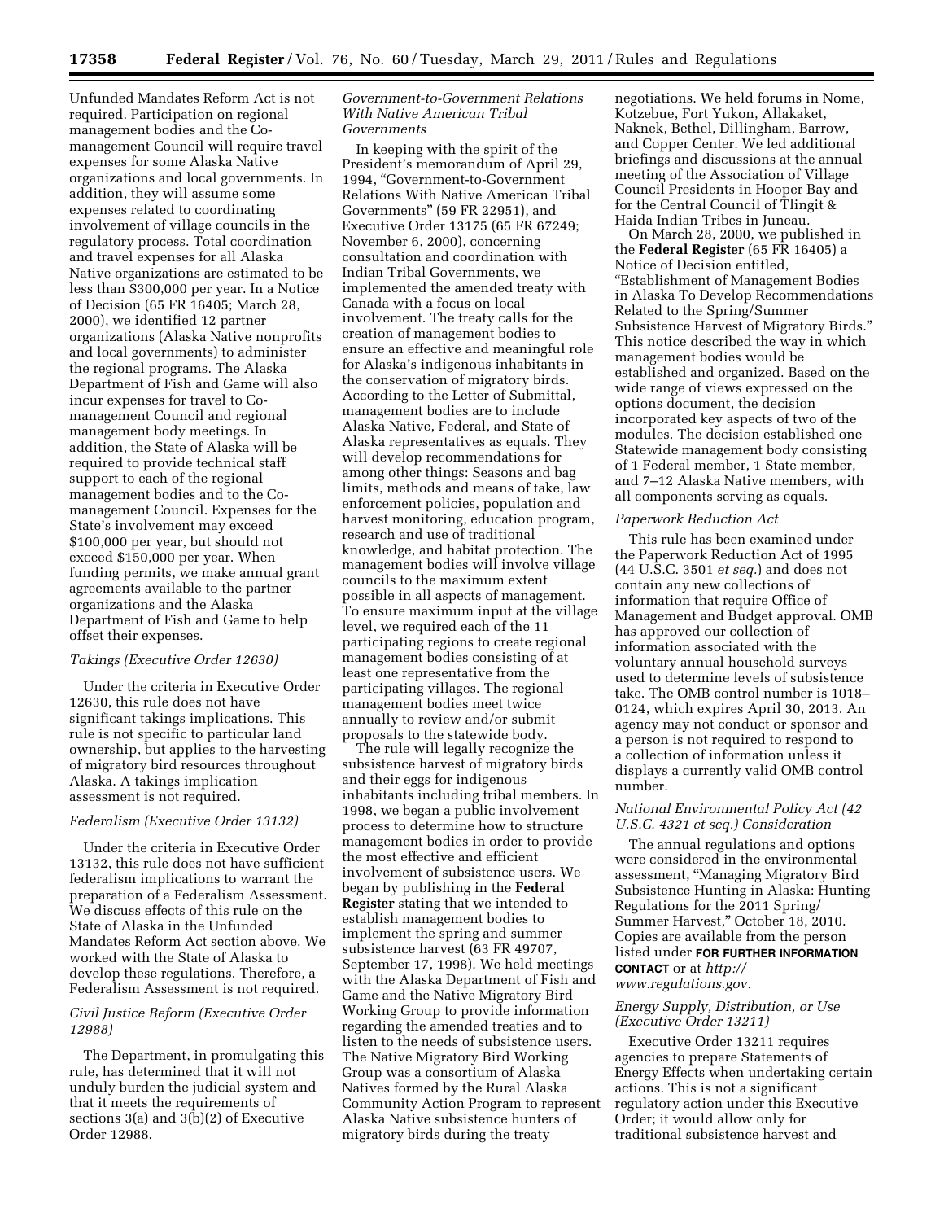Unfunded Mandates Reform Act is not required. Participation on regional management bodies and the Co-management Council will require travel expenses for some Alaska Native organizations and local governments. In addition, they will assume some expenses related to coordinating involvement of village councils in the regulatory process. Total coordination and travel expenses for all Alaska Native organizations are estimated to be less than $300,000 per year. In a Notice of Decision (65 FR 16405; March 28, 2000), we identified 12 partner organizations (Alaska Native nonprofits and local governments) to administer the regional programs. The Alaska Department of Fish and Game will also incur expenses for travel to Co-management Council and regional management body meetings. In addition, the State of Alaska will be required to provide technical staff support to each of the regional management bodies and to the Co-management Council. Expenses for the State's involvement may exceed $100,000 per year, but should not exceed $150,000 per year. When funding permits, we make annual grant agreements available to the partner organizations and the Alaska Department of Fish and Game to help offset their expenses.

### *Takings (Executive Order 12630)*

Under the criteria in Executive Order 12630, this rule does not have significant takings implications. This rule is not specific to particular land ownership, but applies to the harvesting of migratory bird resources throughout Alaska. A takings implication assessment is not required.

### *Federalism (Executive Order 13132)*

Under the criteria in Executive Order 13132, this rule does not have sufficient federalism implications to warrant the preparation of a Federalism Assessment. We discuss effects of this rule on the State of Alaska in the Unfunded Mandates Reform Act section above. We worked with the State of Alaska to develop these regulations. Therefore, a Federalism Assessment is not required.

### *Civil Justice Reform (Executive Order 12988)*

The Department, in promulgating this rule, has determined that it will not unduly burden the judicial system and that it meets the requirements of sections 3(a) and 3(b)(2) of Executive Order 12988.

### *Government-to-Government Relations With Native American Tribal Governments*

In keeping with the spirit of the President's memorandum of April 29, 1994, "Government-to-Government Relations With Native American Tribal Governments" (59 FR 22951), and Executive Order 13175 (65 FR 67249; November 6, 2000), concerning consultation and coordination with Indian Tribal Governments, we implemented the amended treaty with Canada with a focus on local involvement. The treaty calls for the creation of management bodies to ensure an effective and meaningful role for Alaska's indigenous inhabitants in the conservation of migratory birds. According to the Letter of Submittal, management bodies are to include Alaska Native, Federal, and State of Alaska representatives as equals. They will develop recommendations for among other things: Seasons and bag limits, methods and means of take, law enforcement policies, population and harvest monitoring, education program, research and use of traditional knowledge, and habitat protection. The management bodies will involve village councils to the maximum extent possible in all aspects of management. To ensure maximum input at the village level, we required each of the 11 participating regions to create regional management bodies consisting of at least one representative from the participating villages. The regional management bodies meet twice annually to review and/or submit proposals to the statewide body.

The rule will legally recognize the subsistence harvest of migratory birds and their eggs for indigenous inhabitants including tribal members. In 1998, we began a public involvement process to determine how to structure management bodies in order to provide the most effective and efficient involvement of subsistence users. We began by publishing in the **Federal Register** stating that we intended to establish management bodies to implement the spring and summer subsistence harvest (63 FR 49707, September 17, 1998). We held meetings with the Alaska Department of Fish and Game and the Native Migratory Bird Working Group to provide information regarding the amended treaties and to listen to the needs of subsistence users. The Native Migratory Bird Working Group was a consortium of Alaska Natives formed by the Rural Alaska Community Action Program to represent Alaska Native subsistence hunters of migratory birds during the treaty negotiations. We held forums in Nome, Kotzebue, Fort Yukon, Allakaket, Naknek, Bethel, Dillingham, Barrow, and Copper Center. We led additional briefings and discussions at the annual meeting of the Association of Village Council Presidents in Hooper Bay and for the Central Council of Tlingit & Haida Indian Tribes in Juneau.

On March 28, 2000, we published in the **Federal Register** (65 FR 16405) a Notice of Decision entitled, "Establishment of Management Bodies in Alaska To Develop Recommendations Related to the Spring/Summer Subsistence Harvest of Migratory Birds." This notice described the way in which management bodies would be established and organized. Based on the wide range of views expressed on the options document, the decision incorporated key aspects of two of the modules. The decision established one Statewide management body consisting of 1 Federal member, 1 State member, and 7–12 Alaska Native members, with all components serving as equals.

### *Paperwork Reduction Act*

This rule has been examined under the Paperwork Reduction Act of 1995 (44 U.S.C. 3501 *et seq.*) and does not contain any new collections of information that require Office of Management and Budget approval. OMB has approved our collection of information associated with the voluntary annual household surveys used to determine levels of subsistence take. The OMB control number is 1018–0124, which expires April 30, 2013. An agency may not conduct or sponsor and a person is not required to respond to a collection of information unless it displays a currently valid OMB control number.

### *National Environmental Policy Act (42 U.S.C. 4321 et seq.) Consideration*

The annual regulations and options were considered in the environmental assessment, "Managing Migratory Bird Subsistence Hunting in Alaska: Hunting Regulations for the 2011 Spring/Summer Harvest," October 18, 2010. Copies are available from the person listed under **FOR FURTHER INFORMATION CONTACT** or at *http://www.regulations.gov.*

### *Energy Supply, Distribution, or Use (Executive Order 13211)*

Executive Order 13211 requires agencies to prepare Statements of Energy Effects when undertaking certain actions. This is not a significant regulatory action under this Executive Order; it would allow only for traditional subsistence harvest and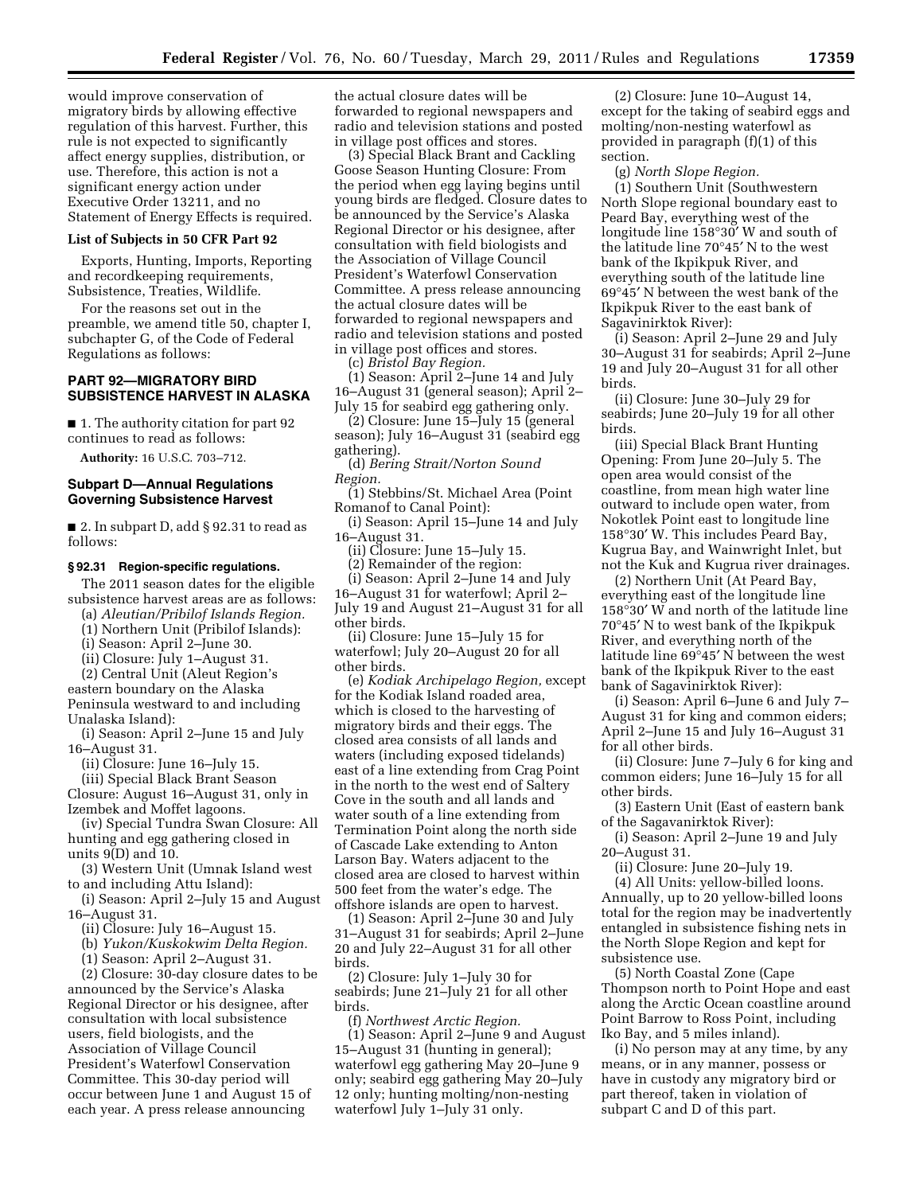would improve conservation of migratory birds by allowing effective regulation of this harvest. Further, this rule is not expected to significantly affect energy supplies, distribution, or use. Therefore, this action is not a significant energy action under Executive Order 13211, and no Statement of Energy Effects is required.

**List of Subjects in 50 CFR Part 92**

Exports, Hunting, Imports, Reporting and recordkeeping requirements, Subsistence, Treaties, Wildlife.

For the reasons set out in the preamble, we amend title 50, chapter I, subchapter G, of the Code of Federal Regulations as follows:

## PART 92—MIGRATORY BIRD SUBSISTENCE HARVEST IN ALASKA

■ 1. The authority citation for part 92 continues to read as follows:

**Authority:** 16 U.S.C. 703–712.

### Subpart D—Annual Regulations Governing Subsistence Harvest

■ 2. In subpart D, add § 92.31 to read as follows:

**§ 92.31 Region-specific regulations.**

The 2011 season dates for the eligible subsistence harvest areas are as follows:

(a) *Aleutian/Pribilof Islands Region.*

(1) Northern Unit (Pribilof Islands):

(i) Season: April 2–June 30.

(ii) Closure: July 1–August 31.

(2) Central Unit (Aleut Region's eastern boundary on the Alaska Peninsula westward to and including Unalaska Island):

(i) Season: April 2–June 15 and July 16–August 31.

(ii) Closure: June 16–July 15.

(iii) Special Black Brant Season Closure: August 16–August 31, only in Izembek and Moffet lagoons.

(iv) Special Tundra Swan Closure: All hunting and egg gathering closed in units 9(D) and 10.

(3) Western Unit (Umnak Island west to and including Attu Island):

(i) Season: April 2–July 15 and August 16–August 31.

(ii) Closure: July 16–August 15.

(b) *Yukon/Kuskokwim Delta Region.*

(1) Season: April 2–August 31.

(2) Closure: 30-day closure dates to be announced by the Service's Alaska Regional Director or his designee, after consultation with local subsistence users, field biologists, and the Association of Village Council President's Waterfowl Conservation Committee. This 30-day period will occur between June 1 and August 15 of each year. A press release announcing the actual closure dates will be forwarded to regional newspapers and radio and television stations and posted in village post offices and stores.

(3) Special Black Brant and Cackling Goose Season Hunting Closure: From the period when egg laying begins until young birds are fledged. Closure dates to be announced by the Service's Alaska Regional Director or his designee, after consultation with field biologists and the Association of Village Council President's Waterfowl Conservation Committee. A press release announcing the actual closure dates will be forwarded to regional newspapers and radio and television stations and posted in village post offices and stores.

(c) *Bristol Bay Region.*

(1) Season: April 2–June 14 and July 16–August 31 (general season); April 2–July 15 for seabird egg gathering only.

(2) Closure: June 15–July 15 (general season); July 16–August 31 (seabird egg gathering).

(d) *Bering Strait/Norton Sound Region.*

(1) Stebbins/St. Michael Area (Point Romanof to Canal Point):

(i) Season: April 15–June 14 and July 16–August 31.

(ii) Closure: June 15–July 15.

(2) Remainder of the region:

(i) Season: April 2–June 14 and July 16–August 31 for waterfowl; April 2–July 19 and August 21–August 31 for all other birds.

(ii) Closure: June 15–July 15 for waterfowl; July 20–August 20 for all other birds.

(e) *Kodiak Archipelago Region,* except for the Kodiak Island roaded area, which is closed to the harvesting of migratory birds and their eggs. The closed area consists of all lands and waters (including exposed tidelands) east of a line extending from Crag Point in the north to the west end of Saltery Cove in the south and all lands and water south of a line extending from Termination Point along the north side of Cascade Lake extending to Anton Larson Bay. Waters adjacent to the closed area are closed to harvest within 500 feet from the water's edge. The offshore islands are open to harvest.

(1) Season: April 2–June 30 and July 31–August 31 for seabirds; April 2–June 20 and July 22–August 31 for all other birds.

(2) Closure: July 1–July 30 for seabirds; June 21–July 21 for all other birds.

(f) *Northwest Arctic Region.*

(1) Season: April 2–June 9 and August 15–August 31 (hunting in general); waterfowl egg gathering May 20–June 9 only; seabird egg gathering May 20–July 12 only; hunting molting/non-nesting waterfowl July 1–July 31 only.

(2) Closure: June 10–August 14, except for the taking of seabird eggs and molting/non-nesting waterfowl as provided in paragraph (f)(1) of this section.

(g) *North Slope Region.*

(1) Southern Unit (Southwestern North Slope regional boundary east to Peard Bay, everything west of the longitude line 158°30′ W and south of the latitude line 70°45′ N to the west bank of the Ikpikpuk River, and everything south of the latitude line 69°45′ N between the west bank of the Ikpikpuk River to the east bank of Sagavinirktok River):

(i) Season: April 2–June 29 and July 30–August 31 for seabirds; April 2–June 19 and July 20–August 31 for all other birds.

(ii) Closure: June 30–July 29 for seabirds; June 20–July 19 for all other birds.

(iii) Special Black Brant Hunting Opening: From June 20–July 5. The open area would consist of the coastline, from mean high water line outward to include open water, from Nokotlek Point east to longitude line 158°30′ W. This includes Peard Bay, Kugrua Bay, and Wainwright Inlet, but not the Kuk and Kugrua river drainages.

(2) Northern Unit (At Peard Bay, everything east of the longitude line 158°30′ W and north of the latitude line 70°45′ N to west bank of the Ikpikpuk River, and everything north of the latitude line 69°45′ N between the west bank of the Ikpikpuk River to the east bank of Sagavinirktok River):

(i) Season: April 6–June 6 and July 7–August 31 for king and common eiders; April 2–June 15 and July 16–August 31 for all other birds.

(ii) Closure: June 7–July 6 for king and common eiders; June 16–July 15 for all other birds.

(3) Eastern Unit (East of eastern bank of the Sagavanirktok River):

(i) Season: April 2–June 19 and July 20–August 31.

(ii) Closure: June 20–July 19.

(4) All Units: yellow-billed loons. Annually, up to 20 yellow-billed loons total for the region may be inadvertently entangled in subsistence fishing nets in the North Slope Region and kept for subsistence use.

(5) North Coastal Zone (Cape Thompson north to Point Hope and east along the Arctic Ocean coastline around Point Barrow to Ross Point, including Iko Bay, and 5 miles inland).

(i) No person may at any time, by any means, or in any manner, possess or have in custody any migratory bird or part thereof, taken in violation of subpart C and D of this part.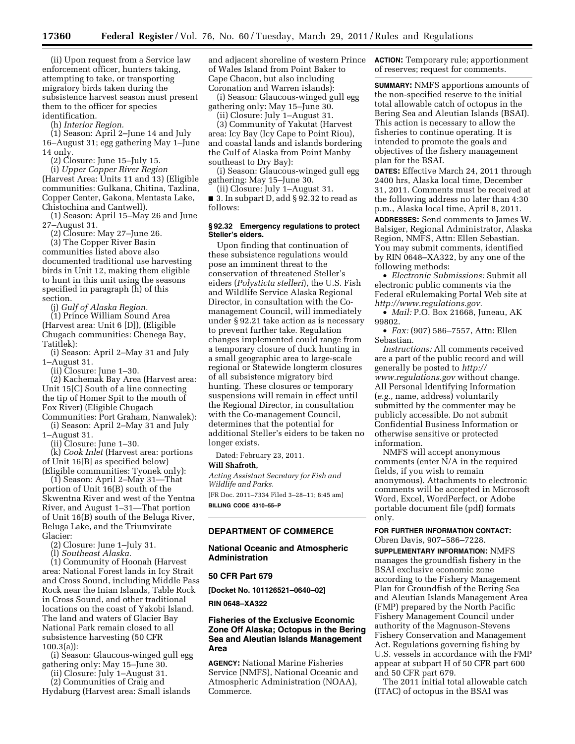(ii) Upon request from a Service law enforcement officer, hunters taking, attempting to take, or transporting migratory birds taken during the subsistence harvest season must present them to the officer for species identification.

(h) *Interior Region.*

(1) Season: April 2–June 14 and July 16–August 31; egg gathering May 1–June 14 only.

(2) Closure: June 15–July 15.

(i) *Upper Copper River Region* (Harvest Area: Units 11 and 13) (Eligible communities: Gulkana, Chitina, Tazlina, Copper Center, Gakona, Mentasta Lake, Chistochina and Cantwell).

(1) Season: April 15–May 26 and June 27–August 31.

(2) Closure: May 27–June 26.

(3) The Copper River Basin communities listed above also documented traditional use harvesting birds in Unit 12, making them eligible to hunt in this unit using the seasons specified in paragraph (h) of this section.

(j) *Gulf of Alaska Region.*

(1) Prince William Sound Area (Harvest area: Unit 6 [D]), (Eligible Chugach communities: Chenega Bay, Tatitlek):

(i) Season: April 2–May 31 and July 1–August 31.

(ii) Closure: June 1–30.

(2) Kachemak Bay Area (Harvest area: Unit 15[C] South of a line connecting the tip of Homer Spit to the mouth of Fox River) (Eligible Chugach Communities: Port Graham, Nanwalek):

(i) Season: April 2–May 31 and July 1–August 31.

(ii) Closure: June 1–30.

(k) *Cook Inlet* (Harvest area: portions of Unit 16[B] as specified below) (Eligible communities: Tyonek only):

(1) Season: April 2–May 31—That portion of Unit 16(B) south of the Skwentna River and west of the Yentna River, and August 1–31—That portion of Unit 16(B) south of the Beluga River, Beluga Lake, and the Triumvirate Glacier:

(2) Closure: June 1–July 31.

(l) *Southeast Alaska.*

(1) Community of Hoonah (Harvest area: National Forest lands in Icy Strait and Cross Sound, including Middle Pass Rock near the Inian Islands, Table Rock in Cross Sound, and other traditional locations on the coast of Yakobi Island. The land and waters of Glacier Bay National Park remain closed to all subsistence harvesting (50 CFR 100.3(a)):

(i) Season: Glaucous-winged gull egg gathering only: May 15–June 30.

(ii) Closure: July 1–August 31.

(2) Communities of Craig and Hydaburg (Harvest area: Small islands and adjacent shoreline of western Prince of Wales Island from Point Baker to Cape Chacon, but also including Coronation and Warren islands):

(i) Season: Glaucous-winged gull egg gathering only: May 15–June 30.

(ii) Closure: July 1–August 31.

(3) Community of Yakutat (Harvest area: Icy Bay (Icy Cape to Point Riou), and coastal lands and islands bordering the Gulf of Alaska from Point Manby southeast to Dry Bay):

(i) Season: Glaucous-winged gull egg gathering: May 15–June 30.

(ii) Closure: July 1–August 31.

■ 3. In subpart D, add § 92.32 to read as follows:

**§ 92.32 Emergency regulations to protect Steller's eiders.**

Upon finding that continuation of these subsistence regulations would pose an imminent threat to the conservation of threatened Steller's eiders (*Polysticta stelleri*), the U.S. Fish and Wildlife Service Alaska Regional Director, in consultation with the Co-management Council, will immediately under § 92.21 take action as is necessary to prevent further take. Regulation changes implemented could range from a temporary closure of duck hunting in a small geographic area to large-scale regional or Statewide longterm closures of all subsistence migratory bird hunting. These closures or temporary suspensions will remain in effect until the Regional Director, in consultation with the Co-management Council, determines that the potential for additional Steller's eiders to be taken no longer exists.

Dated: February 23, 2011.

**Will Shafroth,**

*Acting Assistant Secretary for Fish and Wildlife and Parks.*

[FR Doc. 2011–7334 Filed 3–28–11; 8:45 am]

**BILLING CODE 4310–55–P**

---

**DEPARTMENT OF COMMERCE**

**National Oceanic and Atmospheric Administration**

**50 CFR Part 679**

**[Docket No. 101126521–0640–02]**

**RIN 0648–XA322**

## Fisheries of the Exclusive Economic Zone Off Alaska; Octopus in the Bering Sea and Aleutian Islands Management Area

**AGENCY:** National Marine Fisheries Service (NMFS), National Oceanic and Atmospheric Administration (NOAA), Commerce.

**ACTION:** Temporary rule; apportionment of reserves; request for comments.

**SUMMARY:** NMFS apportions amounts of the non-specified reserve to the initial total allowable catch of octopus in the Bering Sea and Aleutian Islands (BSAI). This action is necessary to allow the fisheries to continue operating. It is intended to promote the goals and objectives of the fishery management plan for the BSAI.

**DATES:** Effective March 24, 2011 through 2400 hrs, Alaska local time, December 31, 2011. Comments must be received at the following address no later than 4:30 p.m., Alaska local time, April 8, 2011.

**ADDRESSES:** Send comments to James W. Balsiger, Regional Administrator, Alaska Region, NMFS, Attn: Ellen Sebastian. You may submit comments, identified by RIN 0648–XA322, by any one of the following methods:

- *Electronic Submissions:* Submit all electronic public comments via the Federal eRulemaking Portal Web site at *http://www.regulations.gov.*
- *Mail:* P.O. Box 21668, Juneau, AK 99802.
- *Fax:* (907) 586–7557, Attn: Ellen Sebastian.

*Instructions:* All comments received are a part of the public record and will generally be posted to *http://www.regulations.gov* without change. All Personal Identifying Information (*e.g.,* name, address) voluntarily submitted by the commenter may be publicly accessible. Do not submit Confidential Business Information or otherwise sensitive or protected information.

NMFS will accept anonymous comments (enter N/A in the required fields, if you wish to remain anonymous). Attachments to electronic comments will be accepted in Microsoft Word, Excel, WordPerfect, or Adobe portable document file (pdf) formats only.

**FOR FURTHER INFORMATION CONTACT:** Obren Davis, 907–586–7228.

**SUPPLEMENTARY INFORMATION:** NMFS manages the groundfish fishery in the BSAI exclusive economic zone according to the Fishery Management Plan for Groundfish of the Bering Sea and Aleutian Islands Management Area (FMP) prepared by the North Pacific Fishery Management Council under authority of the Magnuson-Stevens Fishery Conservation and Management Act. Regulations governing fishing by U.S. vessels in accordance with the FMP appear at subpart H of 50 CFR part 600 and 50 CFR part 679.

The 2011 initial total allowable catch (ITAC) of octopus in the BSAI was